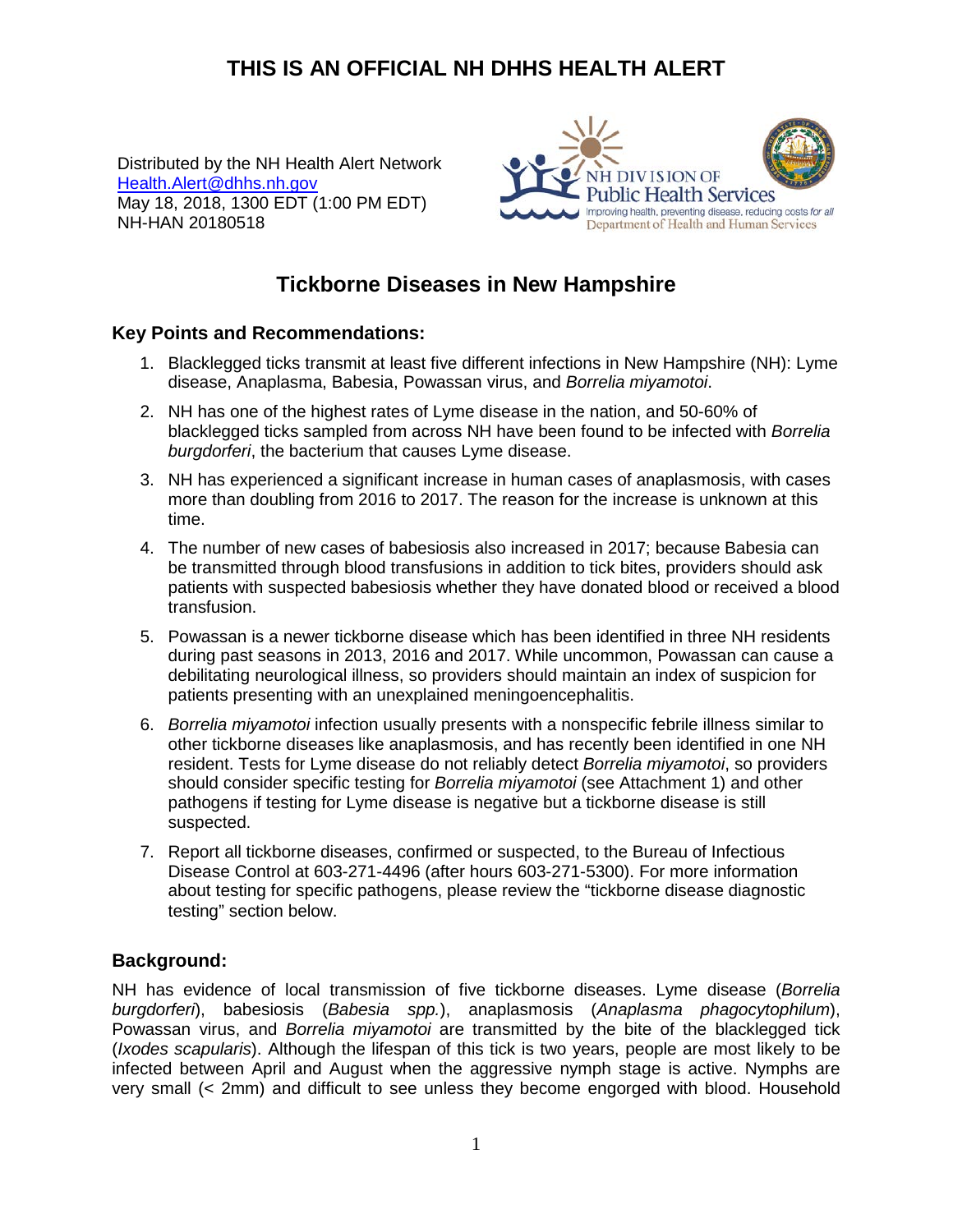# THIS IS AN OFFICIAL NH DHHS HEALTH ALERT

Distributed by the NH Health Alert Network
Health.Alert@dhhs.nh.gov
May 18, 2018, 1300 EDT (1:00 PM EDT)
NH-HAN 20180518

NH DIVISION OF Public Health Services
Improving health, preventing disease, reducing costs *for all*
Department of Health and Human Services

## Tickborne Diseases in New Hampshire

### Key Points and Recommendations:

1. Blacklegged ticks transmit at least five different infections in New Hampshire (NH): Lyme disease, Anaplasma, Babesia, Powassan virus, and *Borrelia miyamotoi*.
2. NH has one of the highest rates of Lyme disease in the nation, and 50-60% of blacklegged ticks sampled from across NH have been found to be infected with *Borrelia burgdorferi*, the bacterium that causes Lyme disease.
3. NH has experienced a significant increase in human cases of anaplasmosis, with cases more than doubling from 2016 to 2017. The reason for the increase is unknown at this time.
4. The number of new cases of babesiosis also increased in 2017; because Babesia can be transmitted through blood transfusions in addition to tick bites, providers should ask patients with suspected babesiosis whether they have donated blood or received a blood transfusion.
5. Powassan is a newer tickborne disease which has been identified in three NH residents during past seasons in 2013, 2016 and 2017. While uncommon, Powassan can cause a debilitating neurological illness, so providers should maintain an index of suspicion for patients presenting with an unexplained meningoencephalitis.
6. *Borrelia miyamotoi* infection usually presents with a nonspecific febrile illness similar to other tickborne diseases like anaplasmosis, and has recently been identified in one NH resident. Tests for Lyme disease do not reliably detect *Borrelia miyamotoi*, so providers should consider specific testing for *Borrelia miyamotoi* (see Attachment 1) and other pathogens if testing for Lyme disease is negative but a tickborne disease is still suspected.
7. Report all tickborne diseases, confirmed or suspected, to the Bureau of Infectious Disease Control at 603-271-4496 (after hours 603-271-5300). For more information about testing for specific pathogens, please review the "tickborne disease diagnostic testing" section below.

### Background:

NH has evidence of local transmission of five tickborne diseases. Lyme disease (*Borrelia burgdorferi*), babesiosis (*Babesia spp.*), anaplasmosis (*Anaplasma phagocytophilum*), Powassan virus, and *Borrelia miyamotoi* are transmitted by the bite of the blacklegged tick (*Ixodes scapularis*). Although the lifespan of this tick is two years, people are most likely to be infected between April and August when the aggressive nymph stage is active. Nymphs are very small (< 2mm) and difficult to see unless they become engorged with blood. Household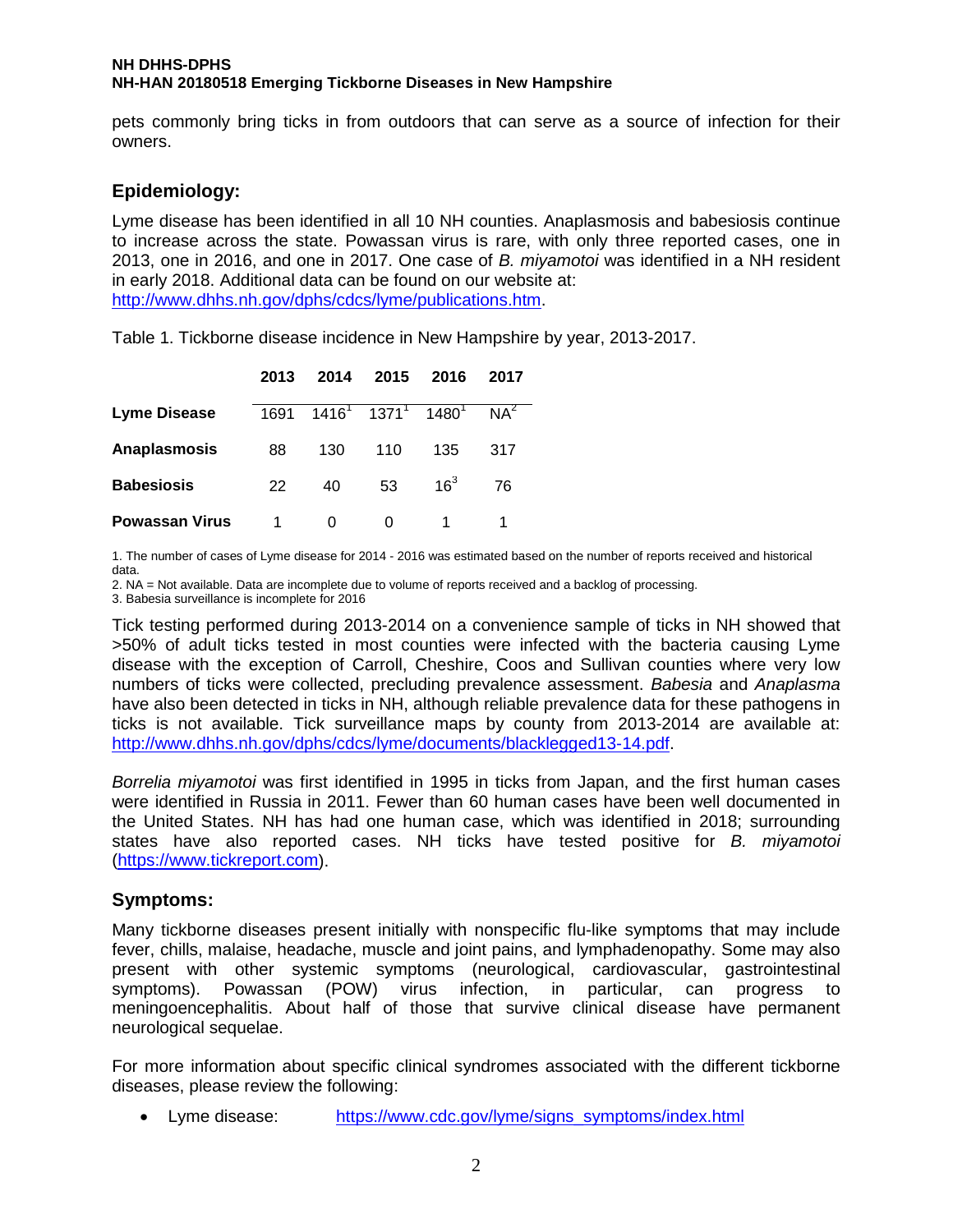pets commonly bring ticks in from outdoors that can serve as a source of infection for their owners.

## Epidemiology:

Lyme disease has been identified in all 10 NH counties. Anaplasmosis and babesiosis continue to increase across the state. Powassan virus is rare, with only three reported cases, one in 2013, one in 2016, and one in 2017. One case of *B. miyamotoi* was identified in a NH resident in early 2018. Additional data can be found on our website at: http://www.dhhs.nh.gov/dphs/cdcs/lyme/publications.htm.

Table 1. Tickborne disease incidence in New Hampshire by year, 2013-2017.

| | 2013 | 2014 | 2015 | 2016 | 2017 |
|---|---|---|---|---|---|
| **Lyme Disease** | 1691 | 1416[1] | 1371[1] | 1480[1] | NA[2] |
| **Anaplasmosis** | 88 | 130 | 110 | 135 | 317 |
| **Babesiosis** | 22 | 40 | 53 | 16[3] | 76 |
| **Powassan Virus** | 1 | 0 | 0 | 1 | 1 |

1. The number of cases of Lyme disease for 2014 - 2016 was estimated based on the number of reports received and historical data.
2. NA = Not available. Data are incomplete due to volume of reports received and a backlog of processing.
3. Babesia surveillance is incomplete for 2016

Tick testing performed during 2013-2014 on a convenience sample of ticks in NH showed that >50% of adult ticks tested in most counties were infected with the bacteria causing Lyme disease with the exception of Carroll, Cheshire, Coos and Sullivan counties where very low numbers of ticks were collected, precluding prevalence assessment. *Babesia* and *Anaplasma* have also been detected in ticks in NH, although reliable prevalence data for these pathogens in ticks is not available. Tick surveillance maps by county from 2013-2014 are available at: http://www.dhhs.nh.gov/dphs/cdcs/lyme/documents/blacklegged13-14.pdf.

*Borrelia miyamotoi* was first identified in 1995 in ticks from Japan, and the first human cases were identified in Russia in 2011. Fewer than 60 human cases have been well documented in the United States. NH has had one human case, which was identified in 2018; surrounding states have also reported cases. NH ticks have tested positive for *B. miyamotoi* (https://www.tickreport.com).

## Symptoms:

Many tickborne diseases present initially with nonspecific flu-like symptoms that may include fever, chills, malaise, headache, muscle and joint pains, and lymphadenopathy. Some may also present with other systemic symptoms (neurological, cardiovascular, gastrointestinal symptoms). Powassan (POW) virus infection, in particular, can progress to meningoencephalitis. About half of those that survive clinical disease have permanent neurological sequelae.

For more information about specific clinical syndromes associated with the different tickborne diseases, please review the following:

- Lyme disease: https://www.cdc.gov/lyme/signs_symptoms/index.html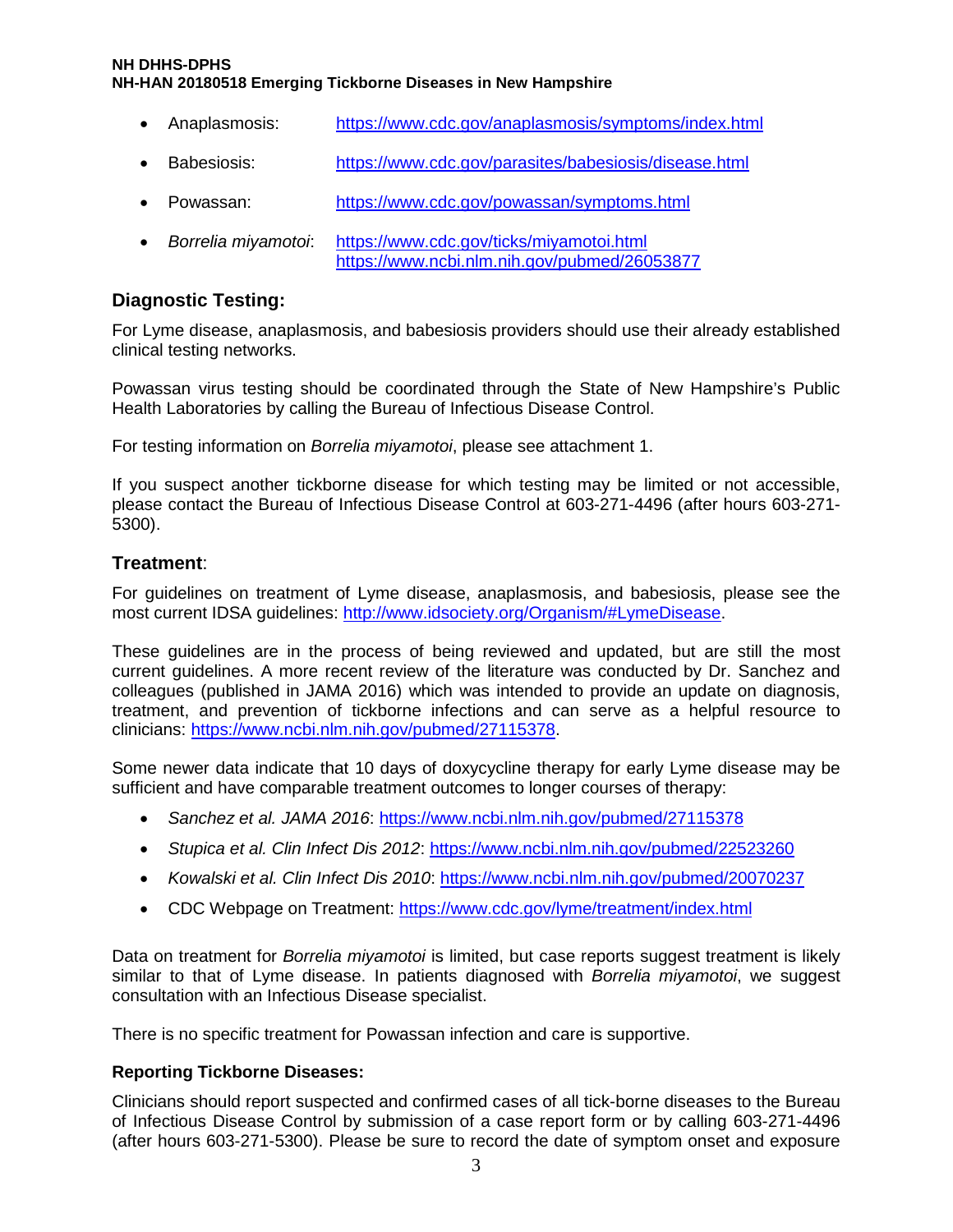- Anaplasmosis: https://www.cdc.gov/anaplasmosis/symptoms/index.html
- Babesiosis: https://www.cdc.gov/parasites/babesiosis/disease.html
- Powassan: https://www.cdc.gov/powassan/symptoms.html
- *Borrelia miyamotoi*: https://www.cdc.gov/ticks/miyamotoi.html
  https://www.ncbi.nlm.nih.gov/pubmed/26053877

## Diagnostic Testing:

For Lyme disease, anaplasmosis, and babesiosis providers should use their already established clinical testing networks.

Powassan virus testing should be coordinated through the State of New Hampshire's Public Health Laboratories by calling the Bureau of Infectious Disease Control.

For testing information on *Borrelia miyamotoi*, please see attachment 1.

If you suspect another tickborne disease for which testing may be limited or not accessible, please contact the Bureau of Infectious Disease Control at 603-271-4496 (after hours 603-271-5300).

## Treatment:

For guidelines on treatment of Lyme disease, anaplasmosis, and babesiosis, please see the most current IDSA guidelines: http://www.idsociety.org/Organism/#LymeDisease.

These guidelines are in the process of being reviewed and updated, but are still the most current guidelines. A more recent review of the literature was conducted by Dr. Sanchez and colleagues (published in JAMA 2016) which was intended to provide an update on diagnosis, treatment, and prevention of tickborne infections and can serve as a helpful resource to clinicians: https://www.ncbi.nlm.nih.gov/pubmed/27115378.

Some newer data indicate that 10 days of doxycycline therapy for early Lyme disease may be sufficient and have comparable treatment outcomes to longer courses of therapy:

- *Sanchez et al. JAMA 2016*: https://www.ncbi.nlm.nih.gov/pubmed/27115378
- *Stupica et al. Clin Infect Dis 2012*: https://www.ncbi.nlm.nih.gov/pubmed/22523260
- *Kowalski et al. Clin Infect Dis 2010*: https://www.ncbi.nlm.nih.gov/pubmed/20070237
- CDC Webpage on Treatment: https://www.cdc.gov/lyme/treatment/index.html

Data on treatment for *Borrelia miyamotoi* is limited, but case reports suggest treatment is likely similar to that of Lyme disease. In patients diagnosed with *Borrelia miyamotoi*, we suggest consultation with an Infectious Disease specialist.

There is no specific treatment for Powassan infection and care is supportive.

### Reporting Tickborne Diseases:

Clinicians should report suspected and confirmed cases of all tick-borne diseases to the Bureau of Infectious Disease Control by submission of a case report form or by calling 603-271-4496 (after hours 603-271-5300). Please be sure to record the date of symptom onset and exposure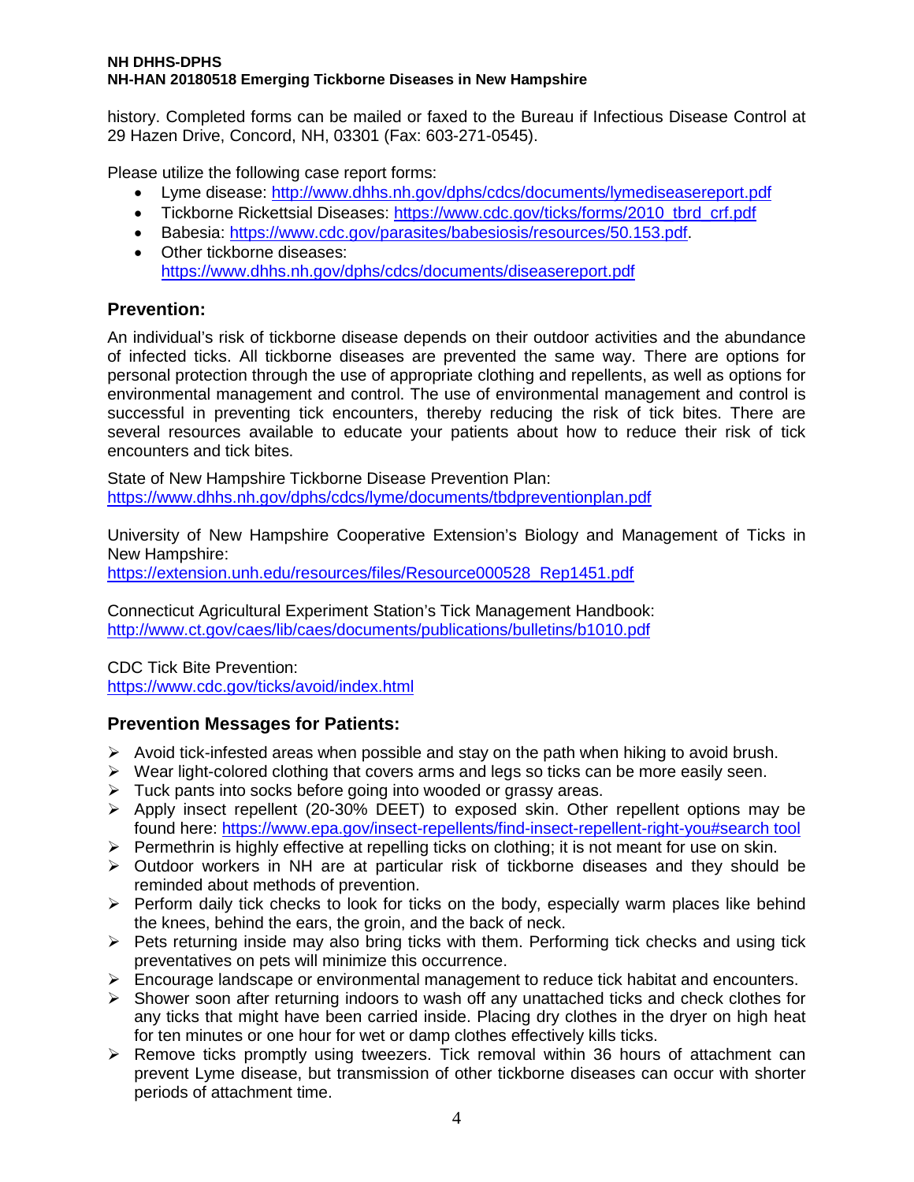history. Completed forms can be mailed or faxed to the Bureau if Infectious Disease Control at 29 Hazen Drive, Concord, NH, 03301 (Fax: 603-271-0545).

Please utilize the following case report forms:

- Lyme disease: http://www.dhhs.nh.gov/dphs/cdcs/documents/lymediseasereport.pdf
- Tickborne Rickettsial Diseases: https://www.cdc.gov/ticks/forms/2010_tbrd_crf.pdf
- Babesia: https://www.cdc.gov/parasites/babesiosis/resources/50.153.pdf.
- Other tickborne diseases: https://www.dhhs.nh.gov/dphs/cdcs/documents/diseasereport.pdf

## Prevention:

An individual's risk of tickborne disease depends on their outdoor activities and the abundance of infected ticks. All tickborne diseases are prevented the same way. There are options for personal protection through the use of appropriate clothing and repellents, as well as options for environmental management and control. The use of environmental management and control is successful in preventing tick encounters, thereby reducing the risk of tick bites. There are several resources available to educate your patients about how to reduce their risk of tick encounters and tick bites.

State of New Hampshire Tickborne Disease Prevention Plan:
https://www.dhhs.nh.gov/dphs/cdcs/lyme/documents/tbdpreventionplan.pdf

University of New Hampshire Cooperative Extension's Biology and Management of Ticks in New Hampshire:
https://extension.unh.edu/resources/files/Resource000528_Rep1451.pdf

Connecticut Agricultural Experiment Station's Tick Management Handbook:
http://www.ct.gov/caes/lib/caes/documents/publications/bulletins/b1010.pdf

CDC Tick Bite Prevention:
https://www.cdc.gov/ticks/avoid/index.html

## Prevention Messages for Patients:

- Avoid tick-infested areas when possible and stay on the path when hiking to avoid brush.
- Wear light-colored clothing that covers arms and legs so ticks can be more easily seen.
- Tuck pants into socks before going into wooded or grassy areas.
- Apply insect repellent (20-30% DEET) to exposed skin. Other repellent options may be found here: https://www.epa.gov/insect-repellents/find-insect-repellent-right-you#search tool
- Permethrin is highly effective at repelling ticks on clothing; it is not meant for use on skin.
- Outdoor workers in NH are at particular risk of tickborne diseases and they should be reminded about methods of prevention.
- Perform daily tick checks to look for ticks on the body, especially warm places like behind the knees, behind the ears, the groin, and the back of neck.
- Pets returning inside may also bring ticks with them. Performing tick checks and using tick preventatives on pets will minimize this occurrence.
- Encourage landscape or environmental management to reduce tick habitat and encounters.
- Shower soon after returning indoors to wash off any unattached ticks and check clothes for any ticks that might have been carried inside. Placing dry clothes in the dryer on high heat for ten minutes or one hour for wet or damp clothes effectively kills ticks.
- Remove ticks promptly using tweezers. Tick removal within 36 hours of attachment can prevent Lyme disease, but transmission of other tickborne diseases can occur with shorter periods of attachment time.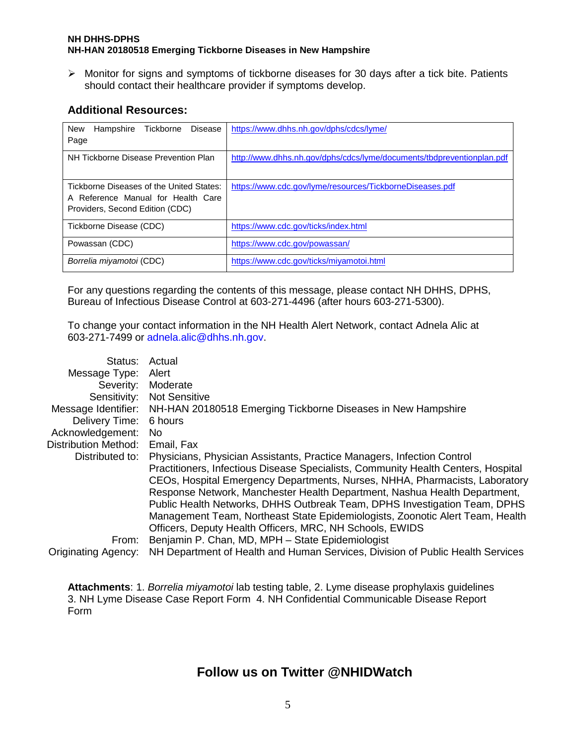- Monitor for signs and symptoms of tickborne diseases for 30 days after a tick bite. Patients should contact their healthcare provider if symptoms develop.

## Additional Resources:

| | |
|---|---|
| New Hampshire Tickborne Disease Page | https://www.dhhs.nh.gov/dphs/cdcs/lyme/ |
| NH Tickborne Disease Prevention Plan | http://www.dhhs.nh.gov/dphs/cdcs/lyme/documents/tbdpreventionplan.pdf |
| Tickborne Diseases of the United States: A Reference Manual for Health Care Providers, Second Edition (CDC) | https://www.cdc.gov/lyme/resources/TickborneDiseases.pdf |
| Tickborne Disease (CDC) | https://www.cdc.gov/ticks/index.html |
| Powassan (CDC) | https://www.cdc.gov/powassan/ |
| *Borrelia miyamotoi* (CDC) | https://www.cdc.gov/ticks/miyamotoi.html |

For any questions regarding the contents of this message, please contact NH DHHS, DPHS, Bureau of Infectious Disease Control at 603-271-4496 (after hours 603-271-5300).

To change your contact information in the NH Health Alert Network, contact Adnela Alic at 603-271-7499 or adnela.alic@dhhs.nh.gov.

Status: Actual
Message Type: Alert
Severity: Moderate
Sensitivity: Not Sensitive
Message Identifier: NH-HAN 20180518 Emerging Tickborne Diseases in New Hampshire
Delivery Time: 6 hours
Acknowledgement: No
Distribution Method: Email, Fax
Distributed to: Physicians, Physician Assistants, Practice Managers, Infection Control Practitioners, Infectious Disease Specialists, Community Health Centers, Hospital CEOs, Hospital Emergency Departments, Nurses, NHHA, Pharmacists, Laboratory Response Network, Manchester Health Department, Nashua Health Department, Public Health Networks, DHHS Outbreak Team, DPHS Investigation Team, DPHS Management Team, Northeast State Epidemiologists, Zoonotic Alert Team, Health Officers, Deputy Health Officers, MRC, NH Schools, EWIDS
From: Benjamin P. Chan, MD, MPH – State Epidemiologist
Originating Agency: NH Department of Health and Human Services, Division of Public Health Services

**Attachments**: 1. *Borrelia miyamotoi* lab testing table, 2. Lyme disease prophylaxis guidelines 3. NH Lyme Disease Case Report Form 4. NH Confidential Communicable Disease Report Form

## Follow us on Twitter @NHIDWatch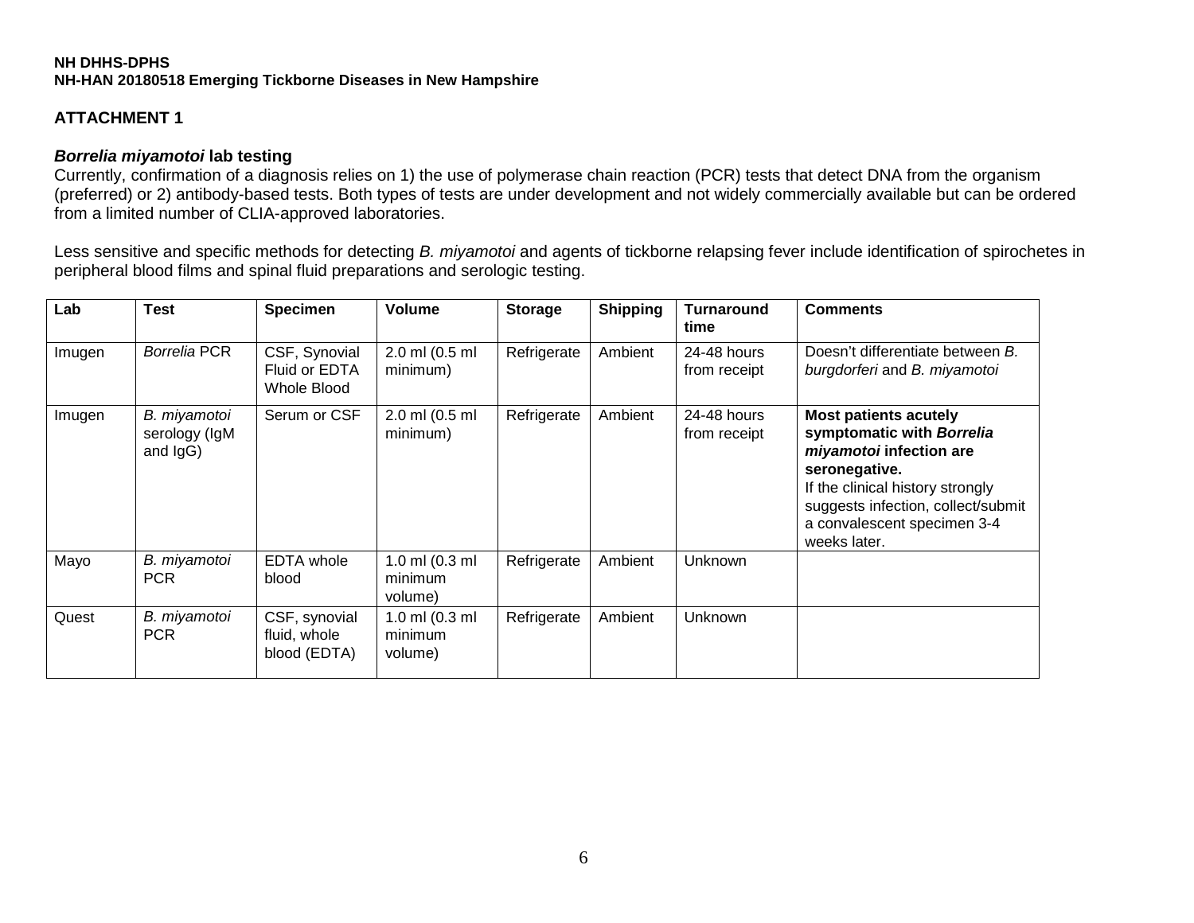## ATTACHMENT 1

### ***Borrelia miyamotoi*** **lab testing**

Currently, confirmation of a diagnosis relies on 1) the use of polymerase chain reaction (PCR) tests that detect DNA from the organism (preferred) or 2) antibody-based tests. Both types of tests are under development and not widely commercially available but can be ordered from a limited number of CLIA-approved laboratories.

Less sensitive and specific methods for detecting *B. miyamotoi* and agents of tickborne relapsing fever include identification of spirochetes in peripheral blood films and spinal fluid preparations and serologic testing.

| Lab | Test | Specimen | Volume | Storage | Shipping | Turnaround time | Comments |
|---|---|---|---|---|---|---|---|
| Imugen | *Borrelia* PCR | CSF, Synovial Fluid or EDTA Whole Blood | 2.0 ml (0.5 ml minimum) | Refrigerate | Ambient | 24-48 hours from receipt | Doesn't differentiate between *B. burgdorferi* and *B. miyamotoi* |
| Imugen | *B. miyamotoi* serology (IgM and IgG) | Serum or CSF | 2.0 ml (0.5 ml minimum) | Refrigerate | Ambient | 24-48 hours from receipt | **Most patients acutely symptomatic with *Borrelia miyamotoi* infection are seronegative.** If the clinical history strongly suggests infection, collect/submit a convalescent specimen 3-4 weeks later. |
| Mayo | *B. miyamotoi* PCR | EDTA whole blood | 1.0 ml (0.3 ml minimum volume) | Refrigerate | Ambient | Unknown | |
| Quest | *B. miyamotoi* PCR | CSF, synovial fluid, whole blood (EDTA) | 1.0 ml (0.3 ml minimum volume) | Refrigerate | Ambient | Unknown | |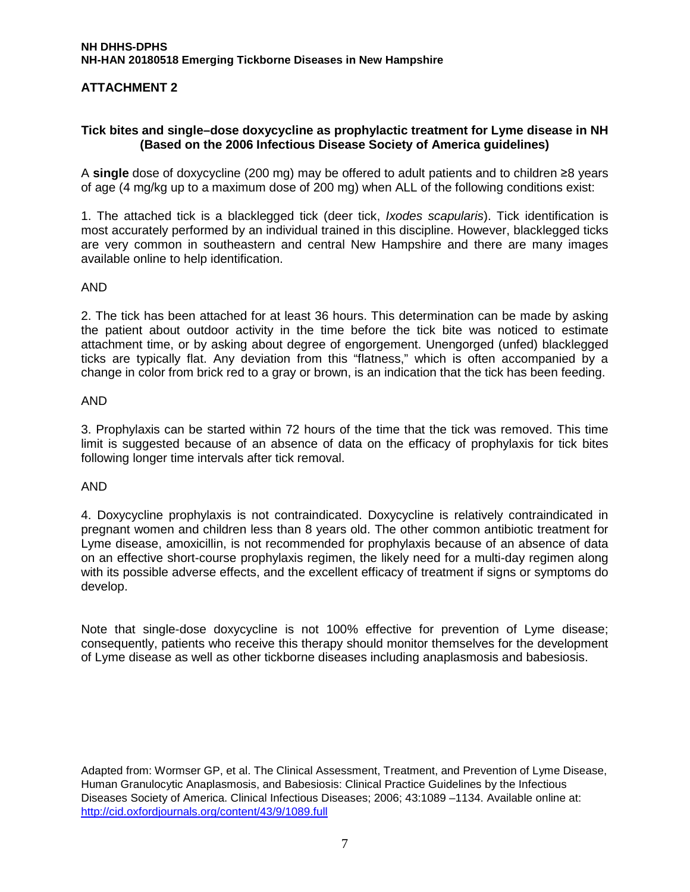## ATTACHMENT 2

### Tick bites and single–dose doxycycline as prophylactic treatment for Lyme disease in NH (Based on the 2006 Infectious Disease Society of America guidelines)

A **single** dose of doxycycline (200 mg) may be offered to adult patients and to children ≥8 years of age (4 mg/kg up to a maximum dose of 200 mg) when ALL of the following conditions exist:

1. The attached tick is a blacklegged tick (deer tick, *Ixodes scapularis*). Tick identification is most accurately performed by an individual trained in this discipline. However, blacklegged ticks are very common in southeastern and central New Hampshire and there are many images available online to help identification.

AND

2. The tick has been attached for at least 36 hours. This determination can be made by asking the patient about outdoor activity in the time before the tick bite was noticed to estimate attachment time, or by asking about degree of engorgement. Unengorged (unfed) blacklegged ticks are typically flat. Any deviation from this "flatness," which is often accompanied by a change in color from brick red to a gray or brown, is an indication that the tick has been feeding.

AND

3. Prophylaxis can be started within 72 hours of the time that the tick was removed. This time limit is suggested because of an absence of data on the efficacy of prophylaxis for tick bites following longer time intervals after tick removal.

AND

4. Doxycycline prophylaxis is not contraindicated. Doxycycline is relatively contraindicated in pregnant women and children less than 8 years old. The other common antibiotic treatment for Lyme disease, amoxicillin, is not recommended for prophylaxis because of an absence of data on an effective short-course prophylaxis regimen, the likely need for a multi-day regimen along with its possible adverse effects, and the excellent efficacy of treatment if signs or symptoms do develop.

Note that single-dose doxycycline is not 100% effective for prevention of Lyme disease; consequently, patients who receive this therapy should monitor themselves for the development of Lyme disease as well as other tickborne diseases including anaplasmosis and babesiosis.

Adapted from: Wormser GP, et al. The Clinical Assessment, Treatment, and Prevention of Lyme Disease, Human Granulocytic Anaplasmosis, and Babesiosis: Clinical Practice Guidelines by the Infectious Diseases Society of America. Clinical Infectious Diseases; 2006; 43:1089 –1134. Available online at: http://cid.oxfordjournals.org/content/43/9/1089.full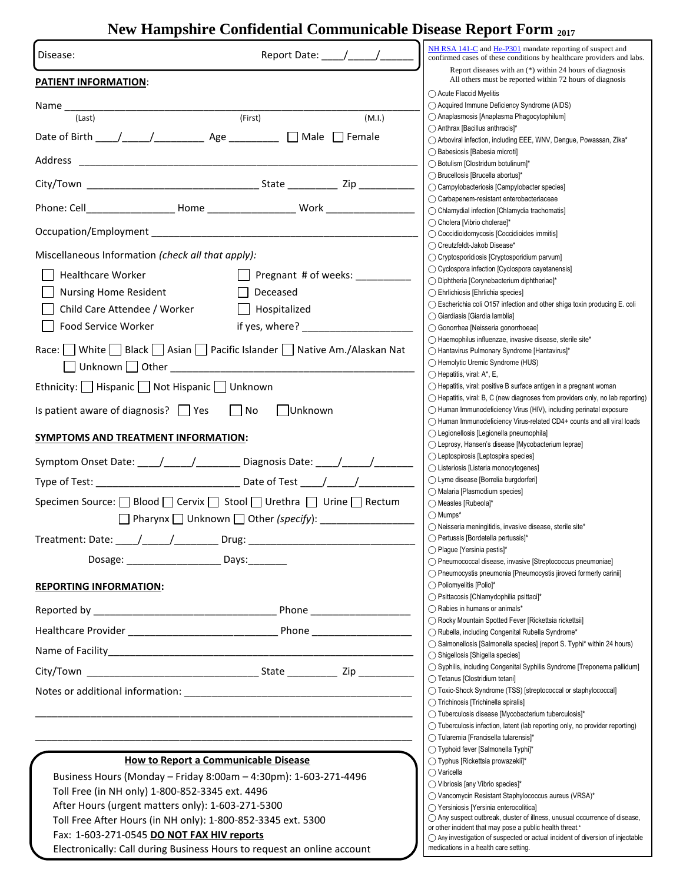# New Hampshire Confidential Communicable Disease Report Form [2017]

Disease: Report Date: \_\_\_\_/\_\_\_\_\_/\_\_\_\_\_\_

## PATIENT INFORMATION:

Name \_\_\_\_\_\_\_\_\_\_\_\_\_\_\_\_\_\_\_\_\_\_\_\_\_\_\_\_\_\_\_\_\_\_\_\_\_\_\_\_\_\_\_\_\_\_\_\_\_\_\_\_\_\_\_\_\_\_\_\_\_\_\_\_\_\_\_\_\_\_
(Last) (First) (M.I.)

Date of Birth \_\_\_\_/\_\_\_\_\_/\_\_\_\_\_\_\_\_\_ Age \_\_\_\_\_\_\_\_\_ ☐ Male ☐ Female

Address \_\_\_\_\_\_\_\_\_\_\_\_\_\_\_\_\_\_\_\_\_\_\_\_\_\_\_\_\_\_\_\_\_\_\_\_\_\_\_\_\_\_\_\_\_\_\_\_\_\_\_\_\_\_\_\_\_\_\_\_\_\_\_\_

City/Town \_\_\_\_\_\_\_\_\_\_\_\_\_\_\_\_\_\_\_\_\_\_\_\_\_\_\_\_\_\_\_ State \_\_\_\_\_\_\_\_\_ Zip \_\_\_\_\_\_\_\_\_\_

Phone: Cell\_\_\_\_\_\_\_\_\_\_\_\_\_\_\_\_ Home \_\_\_\_\_\_\_\_\_\_\_\_\_\_\_\_ Work \_\_\_\_\_\_\_\_\_\_\_\_\_\_\_\_

Occupation/Employment \_\_\_\_\_\_\_\_\_\_\_\_\_\_\_\_\_\_\_\_\_\_\_\_\_\_\_\_\_\_\_\_\_\_\_\_\_\_\_\_\_\_\_\_\_\_\_\_

Miscellaneous Information *(check all that apply)*:

- ☐ Healthcare Worker
- ☐ Nursing Home Resident
- ☐ Child Care Attendee / Worker
- ☐ Food Service Worker
- ☐ Pregnant # of weeks: \_\_\_\_\_\_\_\_\_\_
- ☐ Deceased
- ☐ Hospitalized
- if yes, where? \_\_\_\_\_\_\_\_\_\_\_\_\_\_\_\_\_\_\_\_

Race: ☐ White ☐ Black ☐ Asian ☐ Pacific Islander ☐ Native Am./Alaskan Nat ☐ Unknown ☐ Other \_\_\_\_\_\_\_\_\_\_\_\_\_\_\_\_\_\_\_\_\_\_\_\_\_\_\_\_\_\_\_\_\_\_\_\_\_\_\_\_\_\_\_\_\_

Ethnicity: ☐ Hispanic ☐ Not Hispanic ☐ Unknown

Is patient aware of diagnosis? ☐ Yes ☐ No ☐ Unknown

## SYMPTOMS AND TREATMENT INFORMATION:

Symptom Onset Date: \_\_\_\_/\_\_\_\_\_/\_\_\_\_\_\_\_\_ Diagnosis Date: \_\_\_\_/\_\_\_\_\_/\_\_\_\_\_\_\_

Type of Test: \_\_\_\_\_\_\_\_\_\_\_\_\_\_\_\_\_\_\_\_\_\_\_\_\_\_ Date of Test \_\_\_\_/\_\_\_\_\_/\_\_\_\_\_\_\_\_\_\_

Specimen Source: ☐ Blood ☐ Cervix ☐ Stool ☐ Urethra ☐ Urine ☐ Rectum ☐ Pharynx ☐ Unknown ☐ Other *(specify)*: \_\_\_\_\_\_\_\_\_\_\_\_\_\_\_\_\_

Treatment: Date: \_\_\_\_/\_\_\_\_\_/\_\_\_\_\_\_\_\_ Drug: \_\_\_\_\_\_\_\_\_\_\_\_\_\_\_\_\_\_\_\_\_\_\_\_\_\_\_\_\_\_\_

Dosage: \_\_\_\_\_\_\_\_\_\_\_\_\_\_\_\_\_ Days:\_\_\_\_\_\_\_

## REPORTING INFORMATION:

Reported by \_\_\_\_\_\_\_\_\_\_\_\_\_\_\_\_\_\_\_\_\_\_\_\_\_\_\_\_\_\_\_\_\_ Phone \_\_\_\_\_\_\_\_\_\_\_\_\_\_\_\_\_\_

Healthcare Provider \_\_\_\_\_\_\_\_\_\_\_\_\_\_\_\_\_\_\_\_\_\_\_\_\_\_ Phone \_\_\_\_\_\_\_\_\_\_\_\_\_\_\_\_\_\_

Name of Facility\_\_\_\_\_\_\_\_\_\_\_\_\_\_\_\_\_\_\_\_\_\_\_\_\_\_\_\_\_\_\_\_\_\_\_\_\_\_\_\_\_\_\_\_\_\_\_\_\_\_\_\_\_\_\_

City/Town \_\_\_\_\_\_\_\_\_\_\_\_\_\_\_\_\_\_\_\_\_\_\_\_\_\_\_\_\_\_\_ State \_\_\_\_\_\_\_\_\_ Zip \_\_\_\_\_\_\_\_\_\_

Notes or additional information: \_\_\_\_\_\_\_\_\_\_\_\_\_\_\_\_\_\_\_\_\_\_\_\_\_\_\_\_\_\_\_\_\_\_\_\_\_\_\_\_\_\_

\_\_\_\_\_\_\_\_\_\_\_\_\_\_\_\_\_\_\_\_\_\_\_\_\_\_\_\_\_\_\_\_\_\_\_\_\_\_\_\_\_\_\_\_\_\_\_\_\_\_\_\_\_\_\_\_\_\_\_\_\_\_\_\_\_\_\_\_\_\_\_

\_\_\_\_\_\_\_\_\_\_\_\_\_\_\_\_\_\_\_\_\_\_\_\_\_\_\_\_\_\_\_\_\_\_\_\_\_\_\_\_\_\_\_\_\_\_\_\_\_\_\_\_\_\_\_\_\_\_\_\_\_\_\_\_\_\_\_\_\_\_\_

### How to Report a Communicable Disease

Business Hours (Monday – Friday 8:00am – 4:30pm): 1-603-271-4496
Toll Free (in NH only) 1-800-852-3345 ext. 4496
After Hours (urgent matters only): 1-603-271-5300
Toll Free After Hours (in NH only): 1-800-852-3345 ext. 5300
Fax: 1-603-271-0545 **DO NOT FAX HIV reports**
Electronically: Call during Business Hours to request an online account

---

NH RSA 141-C and He-P301 mandate reporting of suspect and confirmed cases of these conditions by healthcare providers and labs.

Report diseases with an (*) within 24 hours of diagnosis
All others must be reported within 72 hours of diagnosis

- ◯ Acute Flaccid Myelitis
- ◯ Acquired Immune Deficiency Syndrome (AIDS)
- ◯ Anaplasmosis [Anaplasma Phagocytophilum]
- ◯ Anthrax [Bacillus anthracis]*
- ◯ Arboviral infection, including EEE, WNV, Dengue, Powassan, Zika*
- ◯ Babesiosis [Babesia microti]
- ◯ Botulism [Clostridium botulinum]*
- ◯ Brucellosis [Brucella abortus]*
- ◯ Campylobacteriosis [Campylobacter species]
- ◯ Carbapenem-resistant enterobacteriaceae
- ◯ Chlamydial infection [Chlamydia trachomatis]
- ◯ Cholera [Vibrio cholerae]*
- ◯ Coccidioidomycosis [Coccidioides immitis]
- ◯ Creutzfeldt-Jakob Disease*
- ◯ Cryptosporidiosis [Cryptosporidium parvum]
- ◯ Cyclospora infection [Cyclospora cayetanensis]
- ◯ Diphtheria [Corynebacterium diphtheriae]*
- ◯ Ehrlichiosis [Ehrlichia species]
- ◯ Escherichia coli O157 infection and other shiga toxin producing E. coli
- ◯ Giardiasis [Giardia lamblia]
- ◯ Gonorrhea [Neisseria gonorrhoeae]
- ◯ Haemophilus influenzae, invasive disease, sterile site*
- ◯ Hantavirus Pulmonary Syndrome [Hantavirus]*
- ◯ Hemolytic Uremic Syndrome (HUS)
- ◯ Hepatitis, viral: A*, E,
- ◯ Hepatitis, viral: positive B surface antigen in a pregnant woman
- ◯ Hepatitis, viral: B, C (new diagnoses from providers only, no lab reporting)
- ◯ Human Immunodeficiency Virus (HIV), including perinatal exposure
- ◯ Human Immunodeficiency Virus-related CD4+ counts and all viral loads
- ◯ Legionellosis [Legionella pneumophila]
- ◯ Leprosy, Hansen's disease [Mycobacterium leprae]
- ◯ Leptospirosis [Leptospira species]
- ◯ Listeriosis [Listeria monocytogenes]
- ◯ Lyme disease [Borrelia burgdorferi]
- ◯ Malaria [Plasmodium species]
- ◯ Measles [Rubeola]*
- ◯ Mumps*
- ◯ Neisseria meningitidis, invasive disease, sterile site*
- ◯ Pertussis [Bordetella pertussis]*
- ◯ Plague [Yersinia pestis]*
- ◯ Pneumococcal disease, invasive [Streptococcus pneumoniae]
- ◯ Pneumocystis pneumonia [Pneumocystis jiroveci formerly carinii]
- ◯ Poliomyelitis [Polio]*
- ◯ Psittacosis [Chlamydophila psittaci]*
- ◯ Rabies in humans or animals*
- ◯ Rocky Mountain Spotted Fever [Rickettsia rickettsii]
- ◯ Rubella, including Congenital Rubella Syndrome*
- ◯ Salmonellosis [Salmonella species] (report S. Typhi* within 24 hours)
- ◯ Shigellosis [Shigella species]
- ◯ Syphilis, including Congenital Syphilis Syndrome [Treponema pallidum]
- ◯ Tetanus [Clostridium tetani]
- ◯ Toxic-Shock Syndrome (TSS) [streptococcal or staphylococcal]
- ◯ Trichinosis [Trichinella spiralis]
- ◯ Tuberculosis disease [Mycobacterium tuberculosis]*
- ◯ Tuberculosis infection, latent (lab reporting only, no provider reporting)
- ◯ Tularemia [Francisella tularensis]*
- ◯ Typhoid fever [Salmonella Typhi]*
- ◯ Typhus [Rickettsia prowazekii]*
- ◯ Varicella
- ◯ Vibriosis [any Vibrio species]*
- ◯ Vancomycin Resistant Staphylococcus aureus (VRSA)*
- ◯ Yersiniosis [Yersinia enterocolitica]
- ◯ Any suspect outbreak, cluster of illness, unusual occurrence of disease, or other incident that may pose a public health threat.*
- ◯ Any investigation of suspected or actual incident of diversion of injectable medications in a health care setting.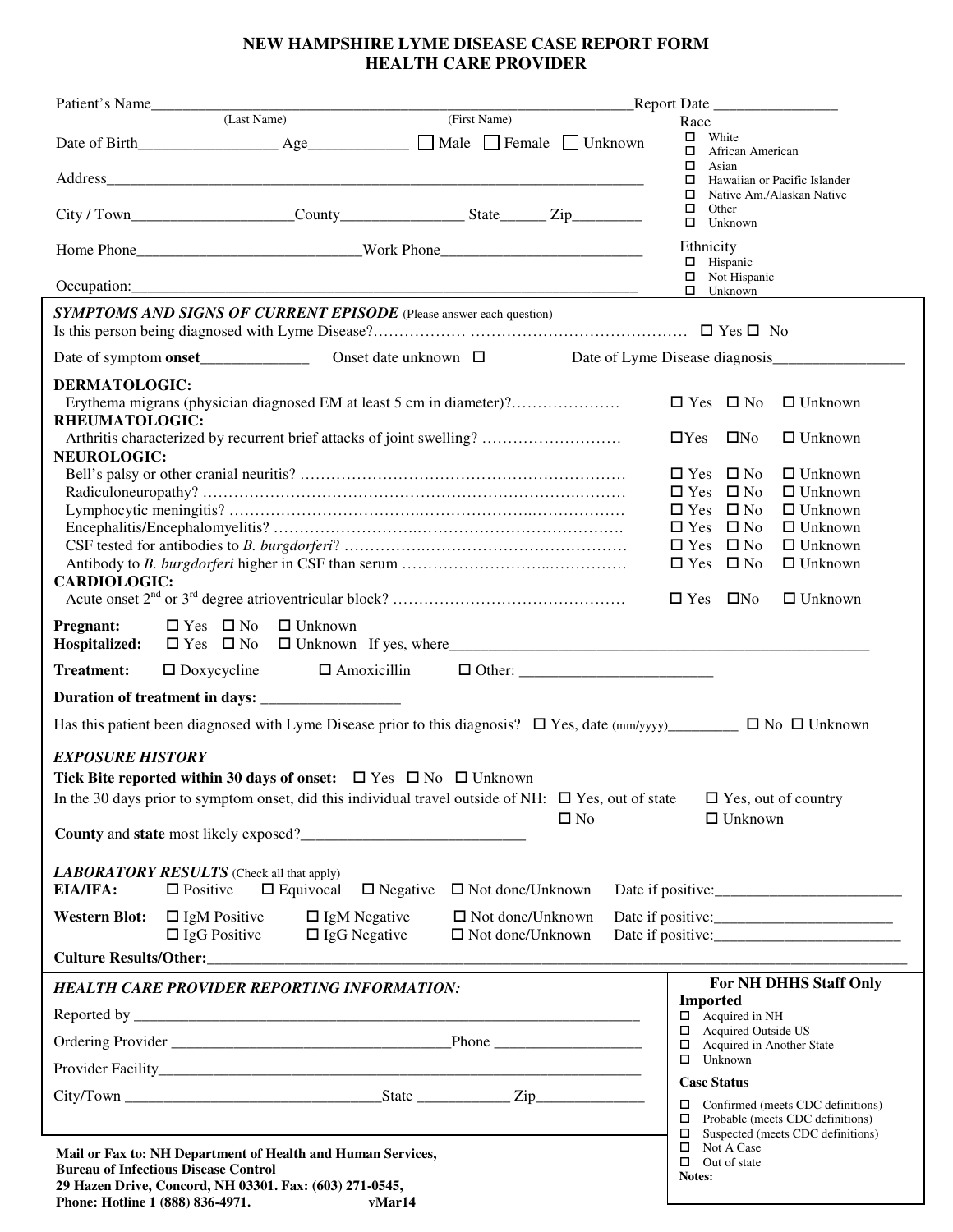# NEW HAMPSHIRE LYME DISEASE CASE REPORT FORM
# HEALTH CARE PROVIDER

Patient's Name_______________________________________________ Report Date ________________
(Last Name) (First Name)

Date of Birth_________________ Age____________ ☐ Male ☐ Female ☐ Unknown

Address______________________________________________________________________

City / Town____________________County_______________ State______ Zip_________

Home Phone____________________________Work Phone_________________________

Occupation:_____________________________________________________________

Race
- ☐ White
- ☐ African American
- ☐ Asian
- ☐ Hawaiian or Pacific Islander
- ☐ Native Am./Alaskan Native
- ☐ Other
- ☐ Unknown

Ethnicity
- ☐ Hispanic
- ☐ Not Hispanic
- ☐ Unknown

***SYMPTOMS AND SIGNS OF CURRENT EPISODE*** (Please answer each question)

Is this person being diagnosed with Lyme Disease?……………… …………………………………… ☐ Yes ☐ No

Date of symptom **onset**_____________ Onset date unknown ☐ Date of Lyme Disease diagnosis________________

**DERMATOLOGIC:**

Erythema migrans (physician diagnosed EM at least 5 cm in diameter)?………………… ☐ Yes ☐ No ☐ Unknown

**RHEUMATOLOGIC:**

Arthritis characterized by recurrent brief attacks of joint swelling? ……………………… ☐Yes ☐No ☐ Unknown

**NEUROLOGIC:**

Bell's palsy or other cranial neuritis? ……………………………………………………… ☐ Yes ☐ No ☐ Unknown
Radiculoneuropathy? …………………………………………………………………… ☐ Yes ☐ No ☐ Unknown
Lymphocytic meningitis? ………………………………………………………………… ☐ Yes ☐ No ☐ Unknown
Encephalitis/Encephalomyelitis? ………………………………………………………… ☐ Yes ☐ No ☐ Unknown
CSF tested for antibodies to *B. burgdorferi*? ……………………………………………… ☐ Yes ☐ No ☐ Unknown
Antibody to *B. burgdorferi* higher in CSF than serum ………………………………… ☐ Yes ☐ No ☐ Unknown

**CARDIOLOGIC:**

Acute onset 2nd or 3rd degree atrioventricular block? ……………………………………… ☐ Yes ☐No ☐ Unknown

**Pregnant:** ☐ Yes ☐ No ☐ Unknown
**Hospitalized:** ☐ Yes ☐ No ☐ Unknown If yes, where______________________________________________

**Treatment:** ☐ Doxycycline ☐ Amoxicillin ☐ Other: ________________________

**Duration of treatment in days:** _________________

Has this patient been diagnosed with Lyme Disease prior to this diagnosis? ☐ Yes, date (mm/yyyy)_________ ☐ No ☐ Unknown

***EXPOSURE HISTORY***

**Tick Bite reported within 30 days of onset:** ☐ Yes ☐ No ☐ Unknown

In the 30 days prior to symptom onset, did this individual travel outside of NH: ☐ Yes, out of state ☐ Yes, out of country ☐ No ☐ Unknown

**County** and **state** most likely exposed?___________________________

***LABORATORY RESULTS*** (Check all that apply)

**EIA/IFA:** ☐ Positive ☐ Equivocal ☐ Negative ☐ Not done/Unknown Date if positive:_______________________

**Western Blot:** ☐ IgM Positive ☐ IgM Negative ☐ Not done/Unknown Date if positive:______________________
☐ IgG Positive ☐ IgG Negative ☐ Not done/Unknown Date if positive:_______________________

**Culture Results/Other:**______________________________________________________________________

***HEALTH CARE PROVIDER REPORTING INFORMATION:***

Reported by ______________________________________________________________

Ordering Provider ___________________________________Phone __________________

Provider Facility______________________________________________________________

City/Town ________________________________State ____________ Zip______________

**For NH DHHS Staff Only**

**Imported**
- ☐ Acquired in NH
- ☐ Acquired Outside US
- ☐ Acquired in Another State
- ☐ Unknown

**Case Status**
- ☐ Confirmed (meets CDC definitions)
- ☐ Probable (meets CDC definitions)
- ☐ Suspected (meets CDC definitions)
- ☐ Not A Case
- ☐ Out of state

**Notes:**

**Mail or Fax to: NH Department of Health and Human Services,**
**Bureau of Infectious Disease Control**
**29 Hazen Drive, Concord, NH 03301. Fax: (603) 271-0545,**
**Phone: Hotline 1 (888) 836-4971.** **vMar14**